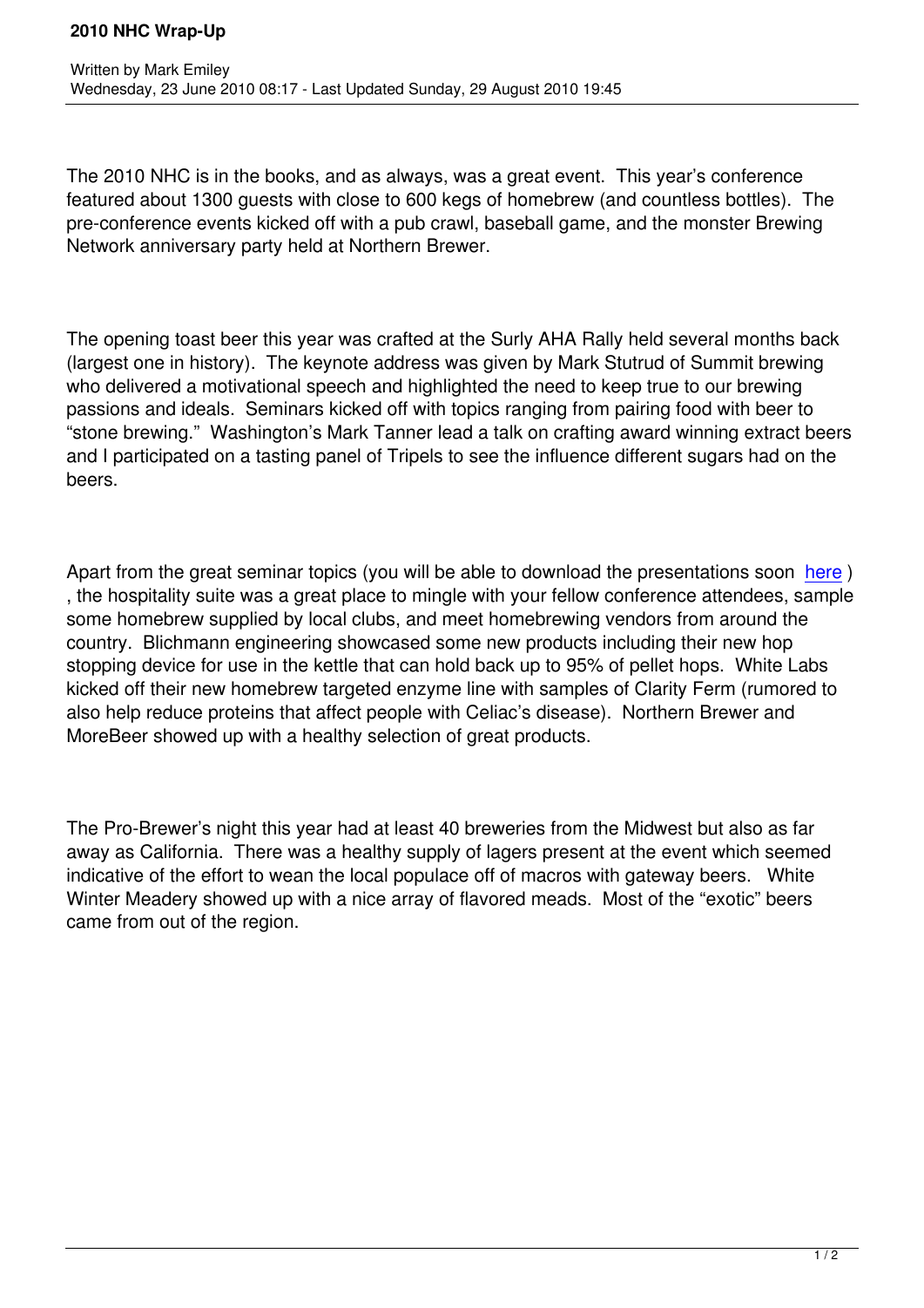# 2010 NHC Wrap-Up

Written by Mark Emiley
Wednesday, 23 June 2010 08:17 - Last Updated Sunday, 29 August 2010 19:45

The 2010 NHC is in the books, and as always, was a great event. This year's conference featured about 1300 guests with close to 600 kegs of homebrew (and countless bottles). The pre-conference events kicked off with a pub crawl, baseball game, and the monster Brewing Network anniversary party held at Northern Brewer.

The opening toast beer this year was crafted at the Surly AHA Rally held several months back (largest one in history). The keynote address was given by Mark Stutrud of Summit brewing who delivered a motivational speech and highlighted the need to keep true to our brewing passions and ideals. Seminars kicked off with topics ranging from pairing food with beer to "stone brewing." Washington's Mark Tanner lead a talk on crafting award winning extract beers and I participated on a tasting panel of Tripels to see the influence different sugars had on the beers.

Apart from the great seminar topics (you will be able to download the presentations soon here ), the hospitality suite was a great place to mingle with your fellow conference attendees, sample some homebrew supplied by local clubs, and meet homebrewing vendors from around the country. Blichmann engineering showcased some new products including their new hop stopping device for use in the kettle that can hold back up to 95% of pellet hops. White Labs kicked off their new homebrew targeted enzyme line with samples of Clarity Ferm (rumored to also help reduce proteins that affect people with Celiac's disease). Northern Brewer and MoreBeer showed up with a healthy selection of great products.

The Pro-Brewer's night this year had at least 40 breweries from the Midwest but also as far away as California. There was a healthy supply of lagers present at the event which seemed indicative of the effort to wean the local populace off of macros with gateway beers. White Winter Meadery showed up with a nice array of flavored meads. Most of the "exotic" beers came from out of the region.